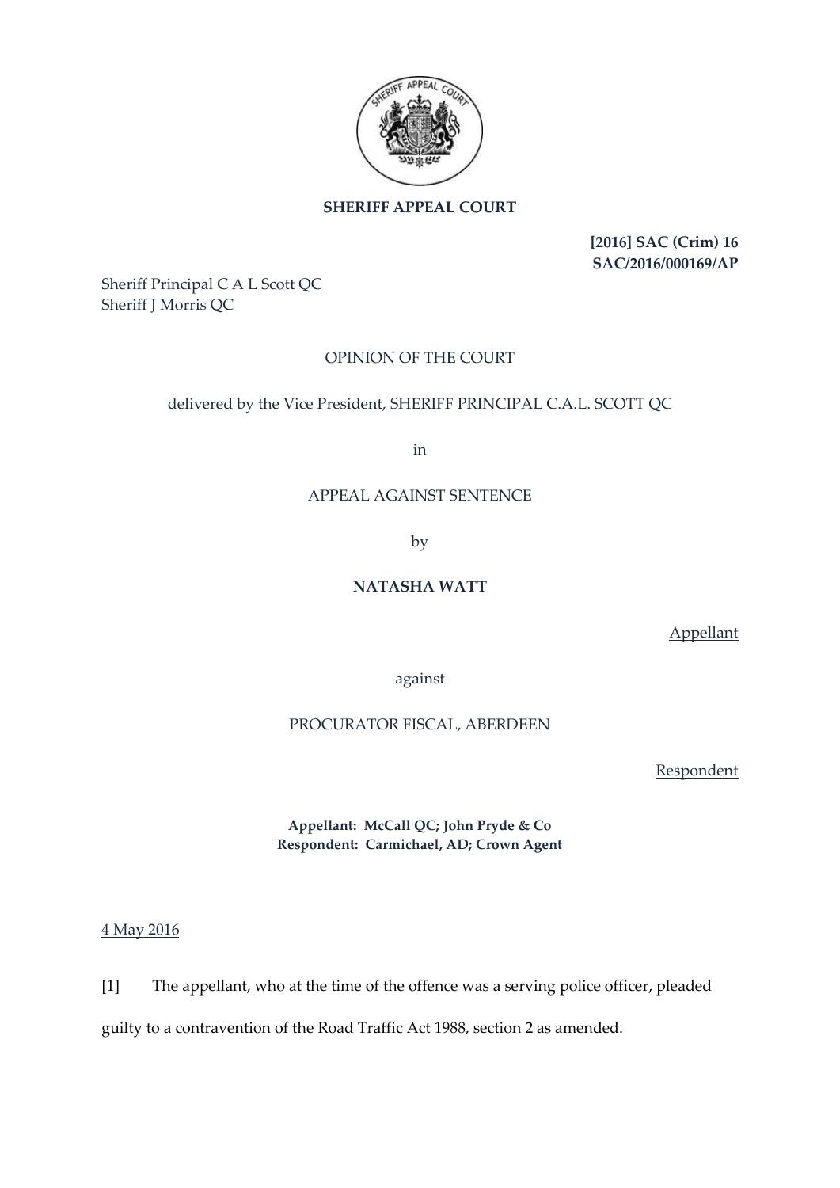**SHERIFF APPEAL COURT**

**[2016] SAC (Crim) 16**
**SAC/2016/000169/AP**

Sheriff Principal C A L Scott QC
Sheriff J Morris QC

OPINION OF THE COURT

delivered by the Vice President, SHERIFF PRINCIPAL C.A.L. SCOTT QC

in

APPEAL AGAINST SENTENCE

by

**NATASHA WATT**

Appellant

against

PROCURATOR FISCAL, ABERDEEN

Respondent

**Appellant: McCall QC; John Pryde & Co**
**Respondent: Carmichael, AD; Crown Agent**

4 May 2016

[1] The appellant, who at the time of the offence was a serving police officer, pleaded guilty to a contravention of the Road Traffic Act 1988, section 2 as amended.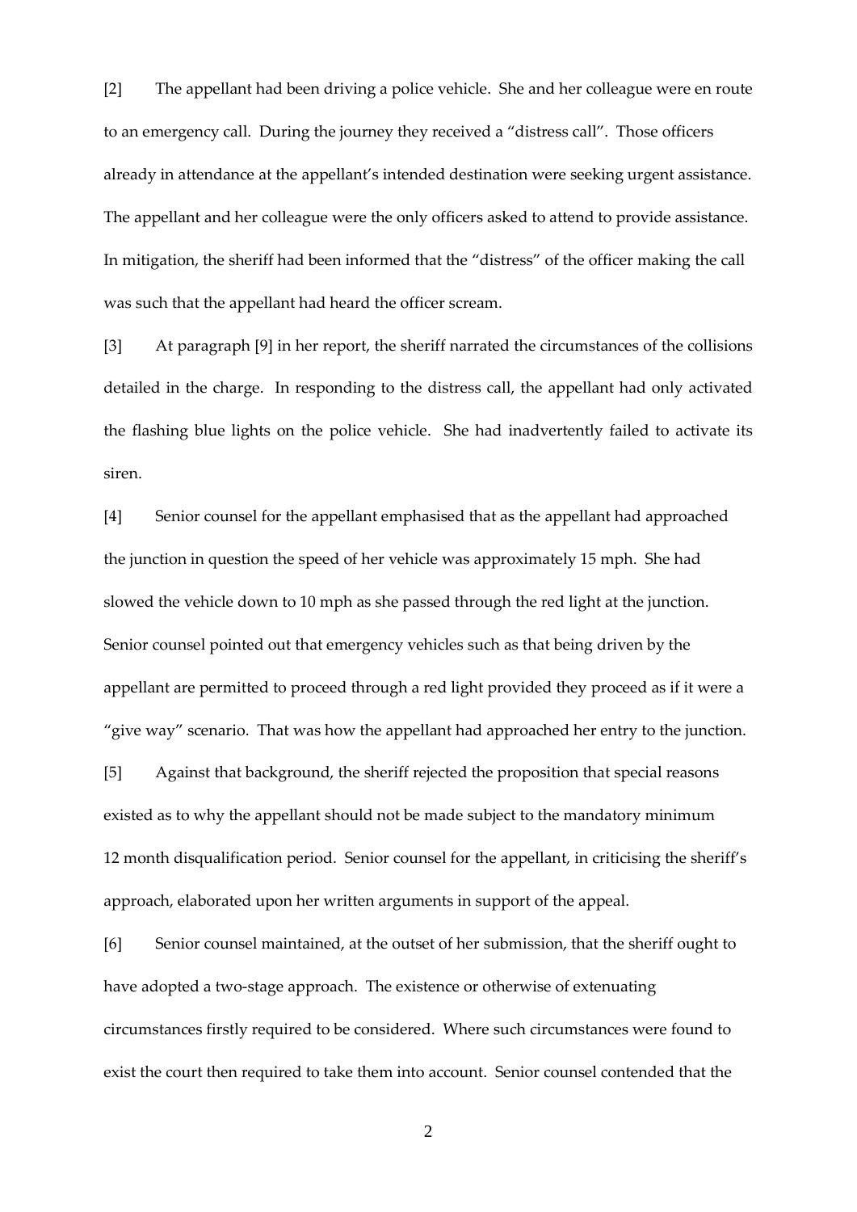[2] The appellant had been driving a police vehicle. She and her colleague were en route to an emergency call. During the journey they received a "distress call". Those officers already in attendance at the appellant's intended destination were seeking urgent assistance. The appellant and her colleague were the only officers asked to attend to provide assistance. In mitigation, the sheriff had been informed that the "distress" of the officer making the call was such that the appellant had heard the officer scream.

[3] At paragraph [9] in her report, the sheriff narrated the circumstances of the collisions detailed in the charge. In responding to the distress call, the appellant had only activated the flashing blue lights on the police vehicle. She had inadvertently failed to activate its siren.

[4] Senior counsel for the appellant emphasised that as the appellant had approached the junction in question the speed of her vehicle was approximately 15 mph. She had slowed the vehicle down to 10 mph as she passed through the red light at the junction. Senior counsel pointed out that emergency vehicles such as that being driven by the appellant are permitted to proceed through a red light provided they proceed as if it were a "give way" scenario. That was how the appellant had approached her entry to the junction.

[5] Against that background, the sheriff rejected the proposition that special reasons existed as to why the appellant should not be made subject to the mandatory minimum 12 month disqualification period. Senior counsel for the appellant, in criticising the sheriff's approach, elaborated upon her written arguments in support of the appeal.

[6] Senior counsel maintained, at the outset of her submission, that the sheriff ought to have adopted a two-stage approach. The existence or otherwise of extenuating circumstances firstly required to be considered. Where such circumstances were found to exist the court then required to take them into account. Senior counsel contended that the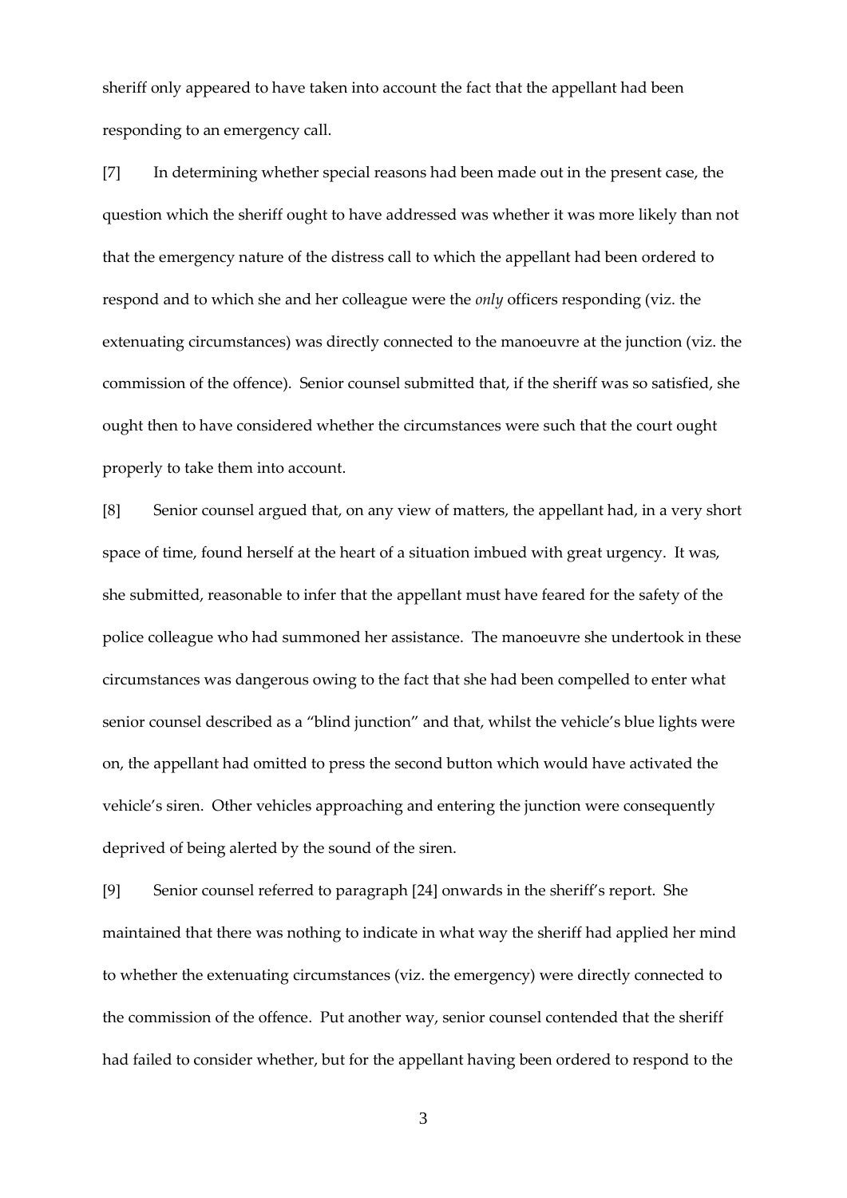sheriff only appeared to have taken into account the fact that the appellant had been responding to an emergency call.

[7] In determining whether special reasons had been made out in the present case, the question which the sheriff ought to have addressed was whether it was more likely than not that the emergency nature of the distress call to which the appellant had been ordered to respond and to which she and her colleague were the *only* officers responding (viz. the extenuating circumstances) was directly connected to the manoeuvre at the junction (viz. the commission of the offence). Senior counsel submitted that, if the sheriff was so satisfied, she ought then to have considered whether the circumstances were such that the court ought properly to take them into account.

[8] Senior counsel argued that, on any view of matters, the appellant had, in a very short space of time, found herself at the heart of a situation imbued with great urgency. It was, she submitted, reasonable to infer that the appellant must have feared for the safety of the police colleague who had summoned her assistance. The manoeuvre she undertook in these circumstances was dangerous owing to the fact that she had been compelled to enter what senior counsel described as a "blind junction" and that, whilst the vehicle's blue lights were on, the appellant had omitted to press the second button which would have activated the vehicle's siren. Other vehicles approaching and entering the junction were consequently deprived of being alerted by the sound of the siren.

[9] Senior counsel referred to paragraph [24] onwards in the sheriff's report. She maintained that there was nothing to indicate in what way the sheriff had applied her mind to whether the extenuating circumstances (viz. the emergency) were directly connected to the commission of the offence. Put another way, senior counsel contended that the sheriff had failed to consider whether, but for the appellant having been ordered to respond to the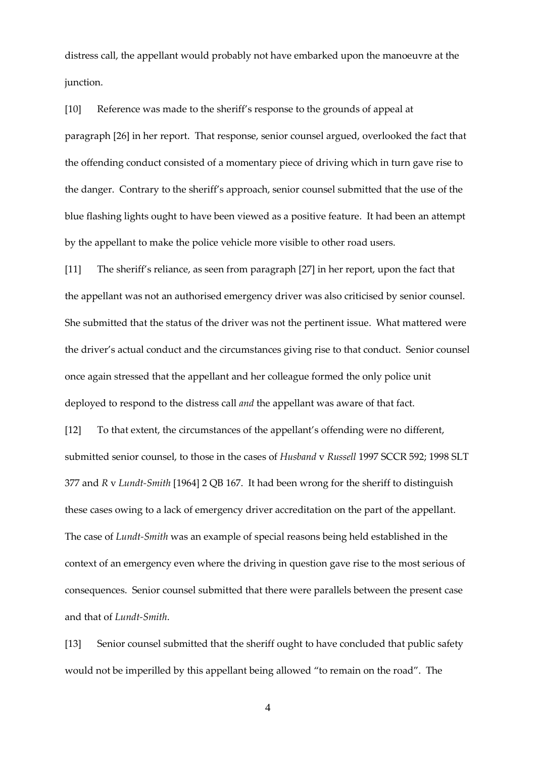distress call, the appellant would probably not have embarked upon the manoeuvre at the junction.

[10] Reference was made to the sheriff's response to the grounds of appeal at paragraph [26] in her report. That response, senior counsel argued, overlooked the fact that the offending conduct consisted of a momentary piece of driving which in turn gave rise to the danger. Contrary to the sheriff's approach, senior counsel submitted that the use of the blue flashing lights ought to have been viewed as a positive feature. It had been an attempt by the appellant to make the police vehicle more visible to other road users.

[11] The sheriff's reliance, as seen from paragraph [27] in her report, upon the fact that the appellant was not an authorised emergency driver was also criticised by senior counsel. She submitted that the status of the driver was not the pertinent issue. What mattered were the driver's actual conduct and the circumstances giving rise to that conduct. Senior counsel once again stressed that the appellant and her colleague formed the only police unit deployed to respond to the distress call *and* the appellant was aware of that fact.

[12] To that extent, the circumstances of the appellant's offending were no different, submitted senior counsel, to those in the cases of *Husband* v *Russell* 1997 SCCR 592; 1998 SLT 377 and *R* v *Lundt-Smith* [1964] 2 QB 167. It had been wrong for the sheriff to distinguish these cases owing to a lack of emergency driver accreditation on the part of the appellant. The case of *Lundt-Smith* was an example of special reasons being held established in the context of an emergency even where the driving in question gave rise to the most serious of consequences. Senior counsel submitted that there were parallels between the present case and that of *Lundt-Smith*.

[13] Senior counsel submitted that the sheriff ought to have concluded that public safety would not be imperilled by this appellant being allowed "to remain on the road". The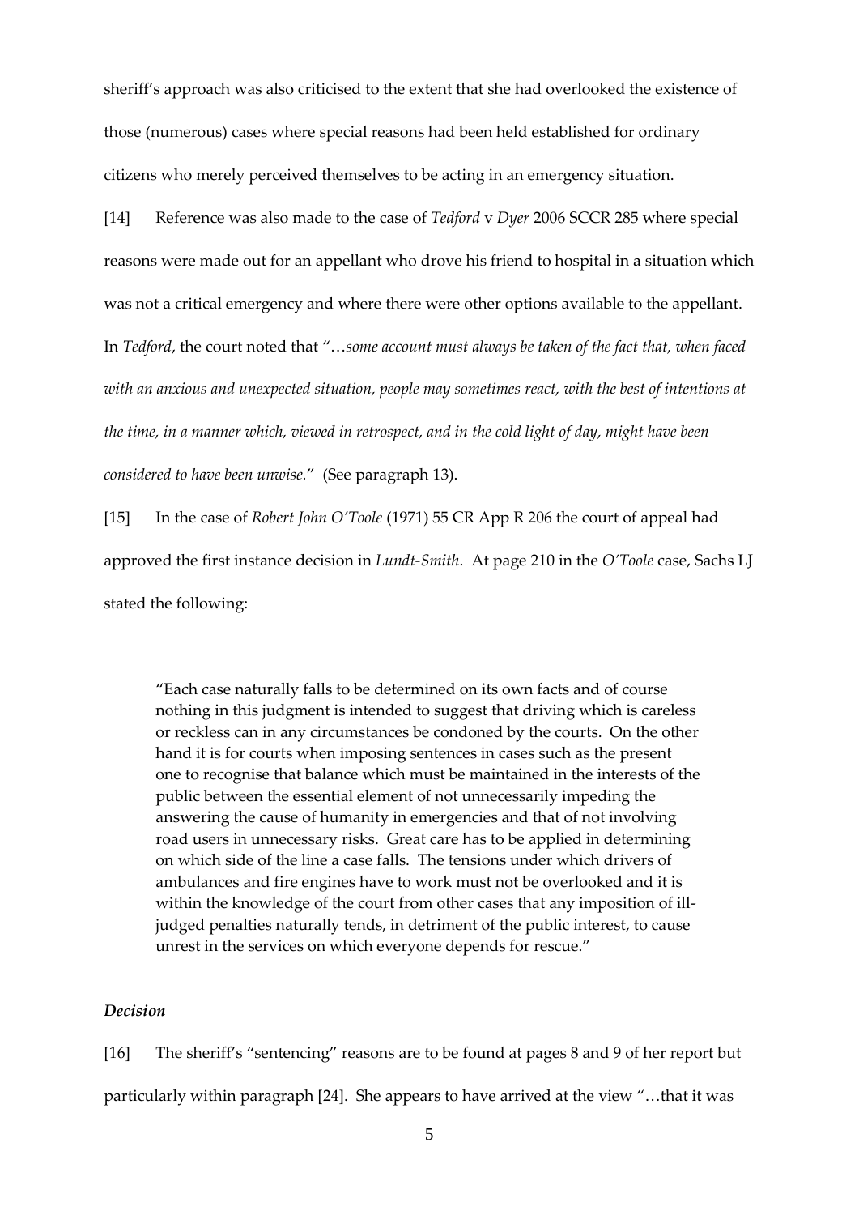sheriff's approach was also criticised to the extent that she had overlooked the existence of those (numerous) cases where special reasons had been held established for ordinary citizens who merely perceived themselves to be acting in an emergency situation.

[14] Reference was also made to the case of *Tedford* v *Dyer* 2006 SCCR 285 where special reasons were made out for an appellant who drove his friend to hospital in a situation which was not a critical emergency and where there were other options available to the appellant. In *Tedford*, the court noted that "*…some account must always be taken of the fact that, when faced with an anxious and unexpected situation, people may sometimes react, with the best of intentions at the time, in a manner which, viewed in retrospect, and in the cold light of day, might have been considered to have been unwise.*" (See paragraph 13).

[15] In the case of *Robert John O'Toole* (1971) 55 CR App R 206 the court of appeal had approved the first instance decision in *Lundt-Smith*. At page 210 in the *O'Toole* case, Sachs LJ stated the following:

> "Each case naturally falls to be determined on its own facts and of course nothing in this judgment is intended to suggest that driving which is careless or reckless can in any circumstances be condoned by the courts. On the other hand it is for courts when imposing sentences in cases such as the present one to recognise that balance which must be maintained in the interests of the public between the essential element of not unnecessarily impeding the answering the cause of humanity in emergencies and that of not involving road users in unnecessary risks. Great care has to be applied in determining on which side of the line a case falls. The tensions under which drivers of ambulances and fire engines have to work must not be overlooked and it is within the knowledge of the court from other cases that any imposition of ill-judged penalties naturally tends, in detriment of the public interest, to cause unrest in the services on which everyone depends for rescue."

### *Decision*

[16] The sheriff's "sentencing" reasons are to be found at pages 8 and 9 of her report but particularly within paragraph [24]. She appears to have arrived at the view "…that it was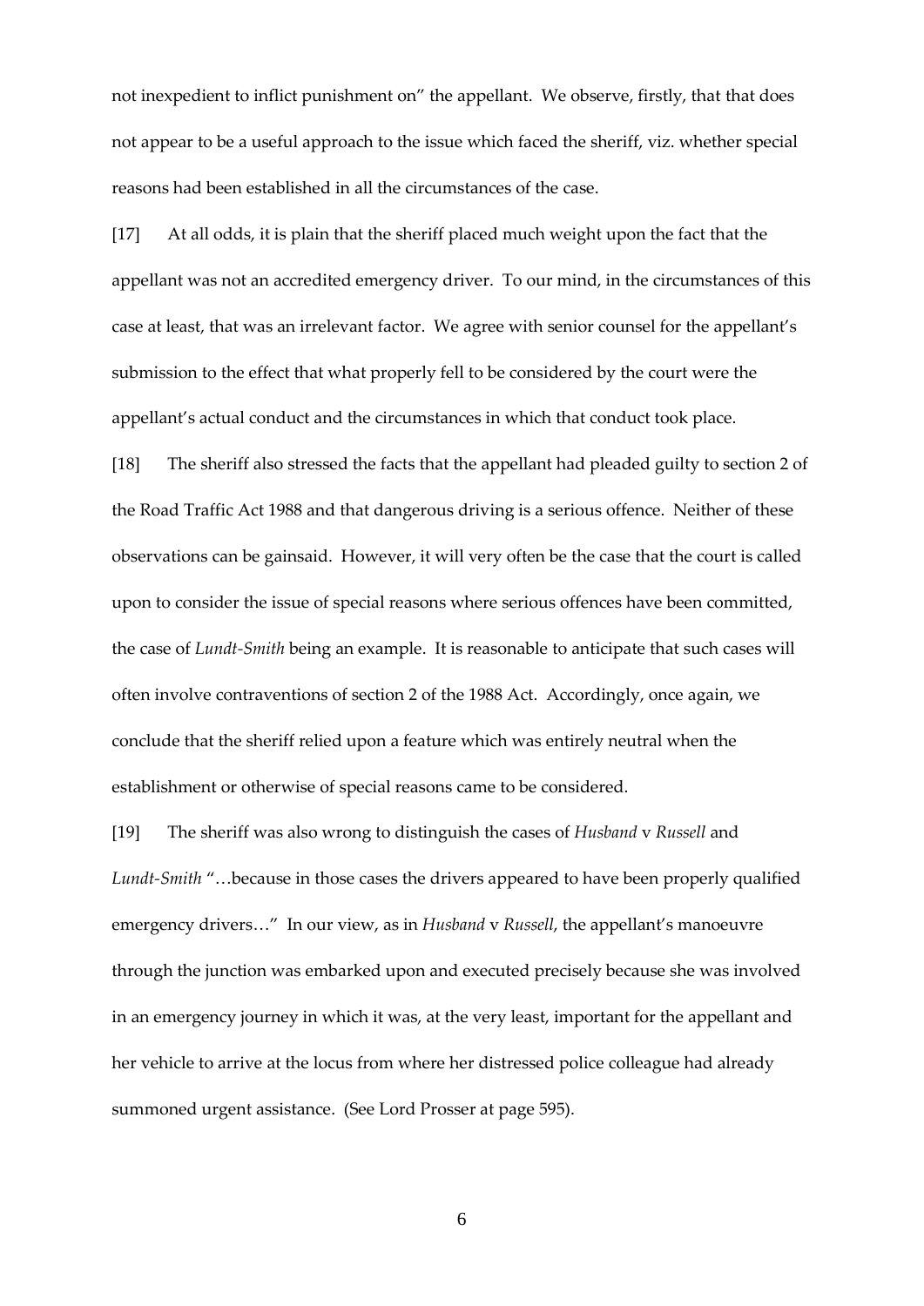not inexpedient to inflict punishment on" the appellant. We observe, firstly, that that does not appear to be a useful approach to the issue which faced the sheriff, viz. whether special reasons had been established in all the circumstances of the case.

[17] At all odds, it is plain that the sheriff placed much weight upon the fact that the appellant was not an accredited emergency driver. To our mind, in the circumstances of this case at least, that was an irrelevant factor. We agree with senior counsel for the appellant's submission to the effect that what properly fell to be considered by the court were the appellant's actual conduct and the circumstances in which that conduct took place.

[18] The sheriff also stressed the facts that the appellant had pleaded guilty to section 2 of the Road Traffic Act 1988 and that dangerous driving is a serious offence. Neither of these observations can be gainsaid. However, it will very often be the case that the court is called upon to consider the issue of special reasons where serious offences have been committed, the case of *Lundt-Smith* being an example. It is reasonable to anticipate that such cases will often involve contraventions of section 2 of the 1988 Act. Accordingly, once again, we conclude that the sheriff relied upon a feature which was entirely neutral when the establishment or otherwise of special reasons came to be considered.

[19] The sheriff was also wrong to distinguish the cases of *Husband* v *Russell* and *Lundt-Smith* "…because in those cases the drivers appeared to have been properly qualified emergency drivers…" In our view, as in *Husband* v *Russell*, the appellant's manoeuvre through the junction was embarked upon and executed precisely because she was involved in an emergency journey in which it was, at the very least, important for the appellant and her vehicle to arrive at the locus from where her distressed police colleague had already summoned urgent assistance. (See Lord Prosser at page 595).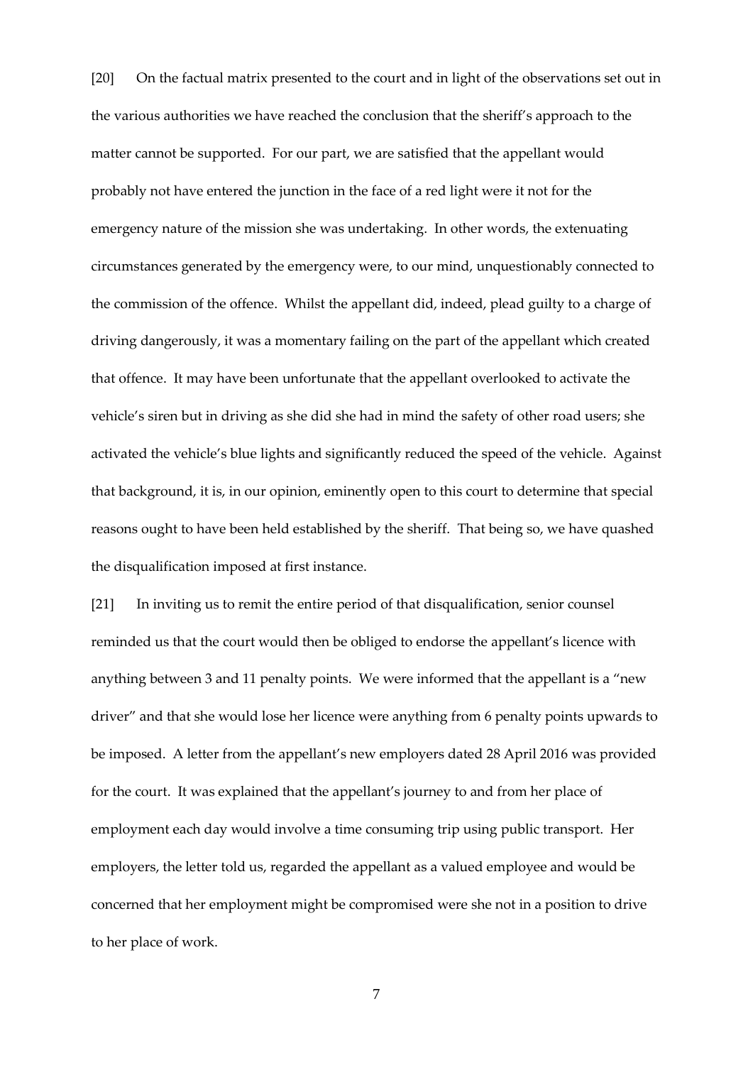[20] On the factual matrix presented to the court and in light of the observations set out in the various authorities we have reached the conclusion that the sheriff's approach to the matter cannot be supported. For our part, we are satisfied that the appellant would probably not have entered the junction in the face of a red light were it not for the emergency nature of the mission she was undertaking. In other words, the extenuating circumstances generated by the emergency were, to our mind, unquestionably connected to the commission of the offence. Whilst the appellant did, indeed, plead guilty to a charge of driving dangerously, it was a momentary failing on the part of the appellant which created that offence. It may have been unfortunate that the appellant overlooked to activate the vehicle's siren but in driving as she did she had in mind the safety of other road users; she activated the vehicle's blue lights and significantly reduced the speed of the vehicle. Against that background, it is, in our opinion, eminently open to this court to determine that special reasons ought to have been held established by the sheriff. That being so, we have quashed the disqualification imposed at first instance.

[21] In inviting us to remit the entire period of that disqualification, senior counsel reminded us that the court would then be obliged to endorse the appellant's licence with anything between 3 and 11 penalty points. We were informed that the appellant is a "new driver" and that she would lose her licence were anything from 6 penalty points upwards to be imposed. A letter from the appellant's new employers dated 28 April 2016 was provided for the court. It was explained that the appellant's journey to and from her place of employment each day would involve a time consuming trip using public transport. Her employers, the letter told us, regarded the appellant as a valued employee and would be concerned that her employment might be compromised were she not in a position to drive to her place of work.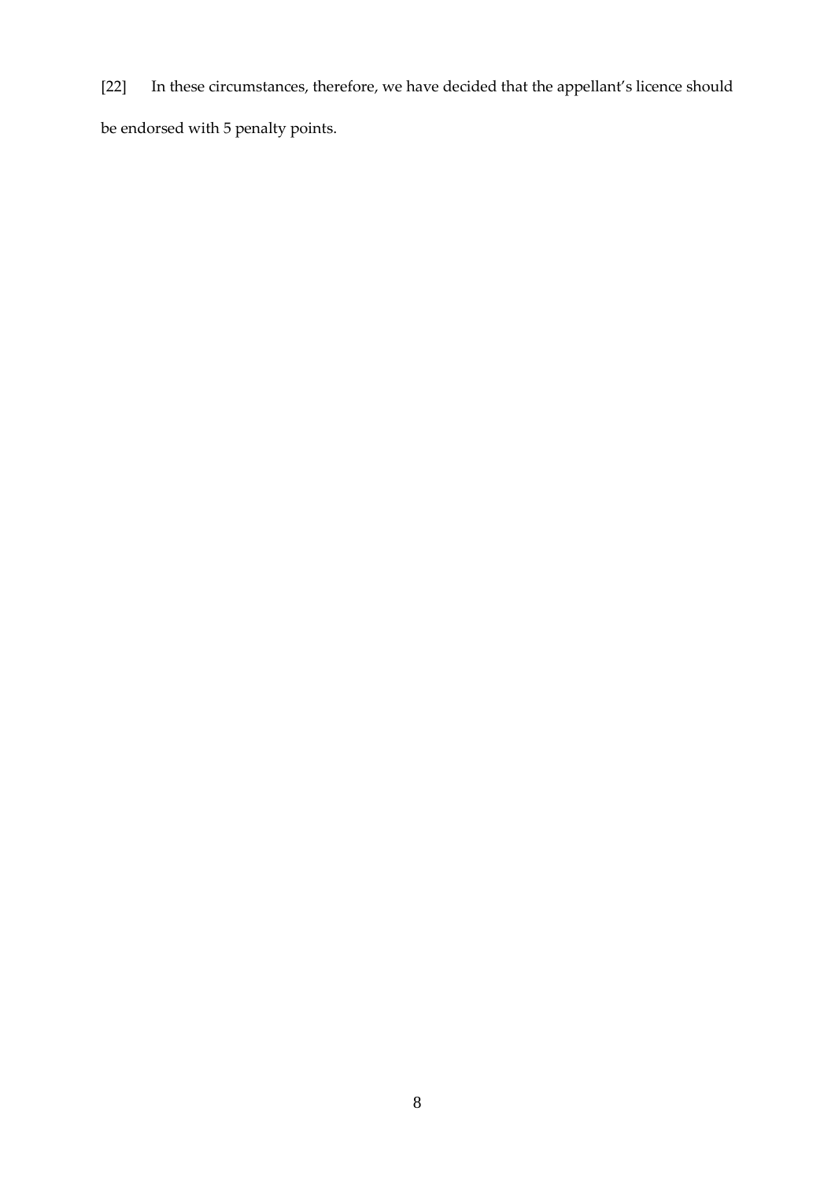[22] In these circumstances, therefore, we have decided that the appellant's licence should be endorsed with 5 penalty points.